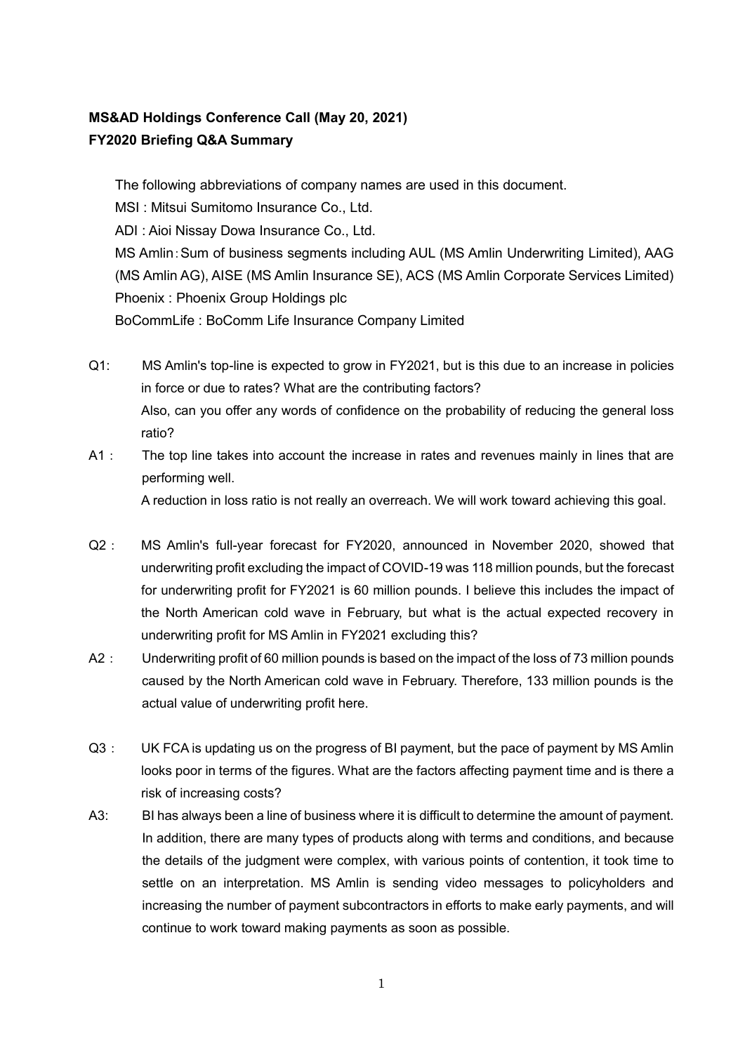**MS&AD Holdings Conference Call (May 20, 2021)**
**FY2020 Briefing Q&A Summary**

The following abbreviations of company names are used in this document.

MSI : Mitsui Sumitomo Insurance Co., Ltd.

ADI : Aioi Nissay Dowa Insurance Co., Ltd.

MS Amlin：Sum of business segments including AUL (MS Amlin Underwriting Limited), AAG (MS Amlin AG), AISE (MS Amlin Insurance SE), ACS (MS Amlin Corporate Services Limited)

Phoenix : Phoenix Group Holdings plc

BoCommLife : BoComm Life Insurance Company Limited

Q1: MS Amlin's top-line is expected to grow in FY2021, but is this due to an increase in policies in force or due to rates? What are the contributing factors?
Also, can you offer any words of confidence on the probability of reducing the general loss ratio?

A1： The top line takes into account the increase in rates and revenues mainly in lines that are performing well.
A reduction in loss ratio is not really an overreach. We will work toward achieving this goal.

Q2： MS Amlin's full-year forecast for FY2020, announced in November 2020, showed that underwriting profit excluding the impact of COVID-19 was 118 million pounds, but the forecast for underwriting profit for FY2021 is 60 million pounds. I believe this includes the impact of the North American cold wave in February, but what is the actual expected recovery in underwriting profit for MS Amlin in FY2021 excluding this?

A2： Underwriting profit of 60 million pounds is based on the impact of the loss of 73 million pounds caused by the North American cold wave in February. Therefore, 133 million pounds is the actual value of underwriting profit here.

Q3： UK FCA is updating us on the progress of BI payment, but the pace of payment by MS Amlin looks poor in terms of the figures. What are the factors affecting payment time and is there a risk of increasing costs?

A3: BI has always been a line of business where it is difficult to determine the amount of payment. In addition, there are many types of products along with terms and conditions, and because the details of the judgment were complex, with various points of contention, it took time to settle on an interpretation. MS Amlin is sending video messages to policyholders and increasing the number of payment subcontractors in efforts to make early payments, and will continue to work toward making payments as soon as possible.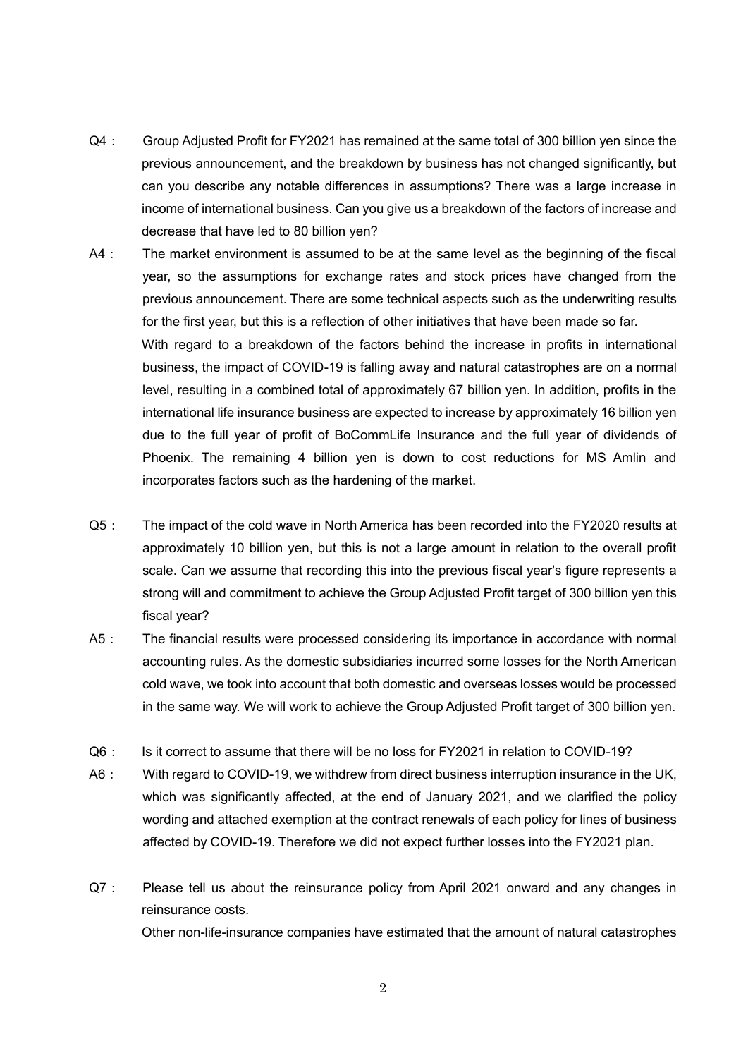Q4： Group Adjusted Profit for FY2021 has remained at the same total of 300 billion yen since the previous announcement, and the breakdown by business has not changed significantly, but can you describe any notable differences in assumptions? There was a large increase in income of international business. Can you give us a breakdown of the factors of increase and decrease that have led to 80 billion yen?

A4： The market environment is assumed to be at the same level as the beginning of the fiscal year, so the assumptions for exchange rates and stock prices have changed from the previous announcement. There are some technical aspects such as the underwriting results for the first year, but this is a reflection of other initiatives that have been made so far.

With regard to a breakdown of the factors behind the increase in profits in international business, the impact of COVID-19 is falling away and natural catastrophes are on a normal level, resulting in a combined total of approximately 67 billion yen. In addition, profits in the international life insurance business are expected to increase by approximately 16 billion yen due to the full year of profit of BoCommLife Insurance and the full year of dividends of Phoenix. The remaining 4 billion yen is down to cost reductions for MS Amlin and incorporates factors such as the hardening of the market.

Q5： The impact of the cold wave in North America has been recorded into the FY2020 results at approximately 10 billion yen, but this is not a large amount in relation to the overall profit scale. Can we assume that recording this into the previous fiscal year's figure represents a strong will and commitment to achieve the Group Adjusted Profit target of 300 billion yen this fiscal year?

A5： The financial results were processed considering its importance in accordance with normal accounting rules. As the domestic subsidiaries incurred some losses for the North American cold wave, we took into account that both domestic and overseas losses would be processed in the same way. We will work to achieve the Group Adjusted Profit target of 300 billion yen.

Q6： Is it correct to assume that there will be no loss for FY2021 in relation to COVID-19?

A6： With regard to COVID-19, we withdrew from direct business interruption insurance in the UK, which was significantly affected, at the end of January 2021, and we clarified the policy wording and attached exemption at the contract renewals of each policy for lines of business affected by COVID-19. Therefore we did not expect further losses into the FY2021 plan.

Q7： Please tell us about the reinsurance policy from April 2021 onward and any changes in reinsurance costs.

Other non-life-insurance companies have estimated that the amount of natural catastrophes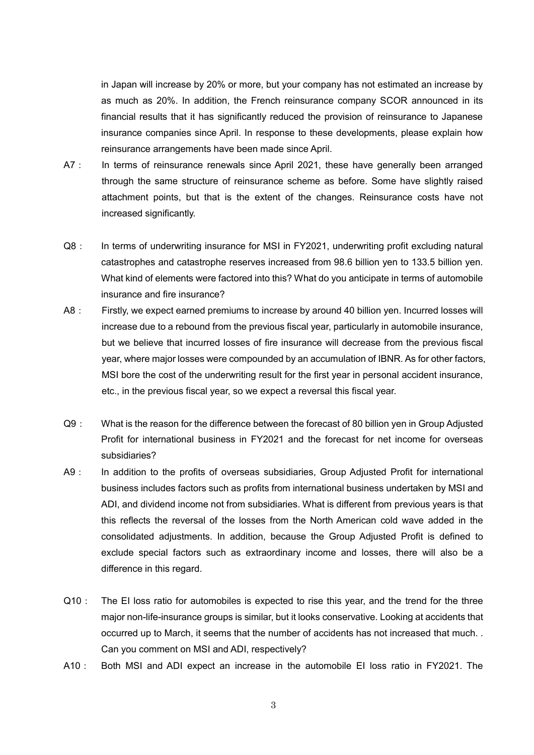in Japan will increase by 20% or more, but your company has not estimated an increase by as much as 20%. In addition, the French reinsurance company SCOR announced in its financial results that it has significantly reduced the provision of reinsurance to Japanese insurance companies since April. In response to these developments, please explain how reinsurance arrangements have been made since April.

A7 : In terms of reinsurance renewals since April 2021, these have generally been arranged through the same structure of reinsurance scheme as before. Some have slightly raised attachment points, but that is the extent of the changes. Reinsurance costs have not increased significantly.

Q8 : In terms of underwriting insurance for MSI in FY2021, underwriting profit excluding natural catastrophes and catastrophe reserves increased from 98.6 billion yen to 133.5 billion yen. What kind of elements were factored into this? What do you anticipate in terms of automobile insurance and fire insurance?

A8 : Firstly, we expect earned premiums to increase by around 40 billion yen. Incurred losses will increase due to a rebound from the previous fiscal year, particularly in automobile insurance, but we believe that incurred losses of fire insurance will decrease from the previous fiscal year, where major losses were compounded by an accumulation of IBNR. As for other factors, MSI bore the cost of the underwriting result for the first year in personal accident insurance, etc., in the previous fiscal year, so we expect a reversal this fiscal year.

Q9 : What is the reason for the difference between the forecast of 80 billion yen in Group Adjusted Profit for international business in FY2021 and the forecast for net income for overseas subsidiaries?

A9 : In addition to the profits of overseas subsidiaries, Group Adjusted Profit for international business includes factors such as profits from international business undertaken by MSI and ADI, and dividend income not from subsidiaries. What is different from previous years is that this reflects the reversal of the losses from the North American cold wave added in the consolidated adjustments. In addition, because the Group Adjusted Profit is defined to exclude special factors such as extraordinary income and losses, there will also be a difference in this regard.

Q10 : The EI loss ratio for automobiles is expected to rise this year, and the trend for the three major non-life-insurance groups is similar, but it looks conservative. Looking at accidents that occurred up to March, it seems that the number of accidents has not increased that much. . Can you comment on MSI and ADI, respectively?

A10 : Both MSI and ADI expect an increase in the automobile EI loss ratio in FY2021. The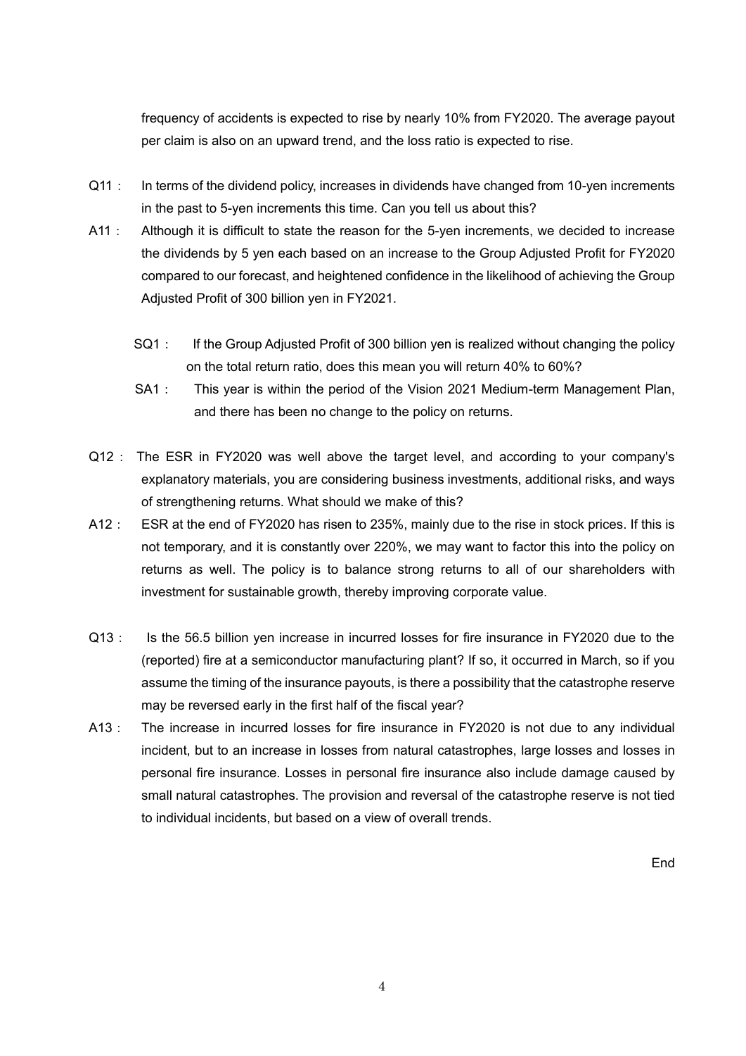frequency of accidents is expected to rise by nearly 10% from FY2020. The average payout per claim is also on an upward trend, and the loss ratio is expected to rise.

Q11 : In terms of the dividend policy, increases in dividends have changed from 10-yen increments in the past to 5-yen increments this time. Can you tell us about this?

A11 : Although it is difficult to state the reason for the 5-yen increments, we decided to increase the dividends by 5 yen each based on an increase to the Group Adjusted Profit for FY2020 compared to our forecast, and heightened confidence in the likelihood of achieving the Group Adjusted Profit of 300 billion yen in FY2021.

> SQ1 : If the Group Adjusted Profit of 300 billion yen is realized without changing the policy on the total return ratio, does this mean you will return 40% to 60%?
>
> SA1 : This year is within the period of the Vision 2021 Medium-term Management Plan, and there has been no change to the policy on returns.

Q12 : The ESR in FY2020 was well above the target level, and according to your company's explanatory materials, you are considering business investments, additional risks, and ways of strengthening returns. What should we make of this?

A12 : ESR at the end of FY2020 has risen to 235%, mainly due to the rise in stock prices. If this is not temporary, and it is constantly over 220%, we may want to factor this into the policy on returns as well. The policy is to balance strong returns to all of our shareholders with investment for sustainable growth, thereby improving corporate value.

Q13 : Is the 56.5 billion yen increase in incurred losses for fire insurance in FY2020 due to the (reported) fire at a semiconductor manufacturing plant? If so, it occurred in March, so if you assume the timing of the insurance payouts, is there a possibility that the catastrophe reserve may be reversed early in the first half of the fiscal year?

A13 : The increase in incurred losses for fire insurance in FY2020 is not due to any individual incident, but to an increase in losses from natural catastrophes, large losses and losses in personal fire insurance. Losses in personal fire insurance also include damage caused by small natural catastrophes. The provision and reversal of the catastrophe reserve is not tied to individual incidents, but based on a view of overall trends.

End